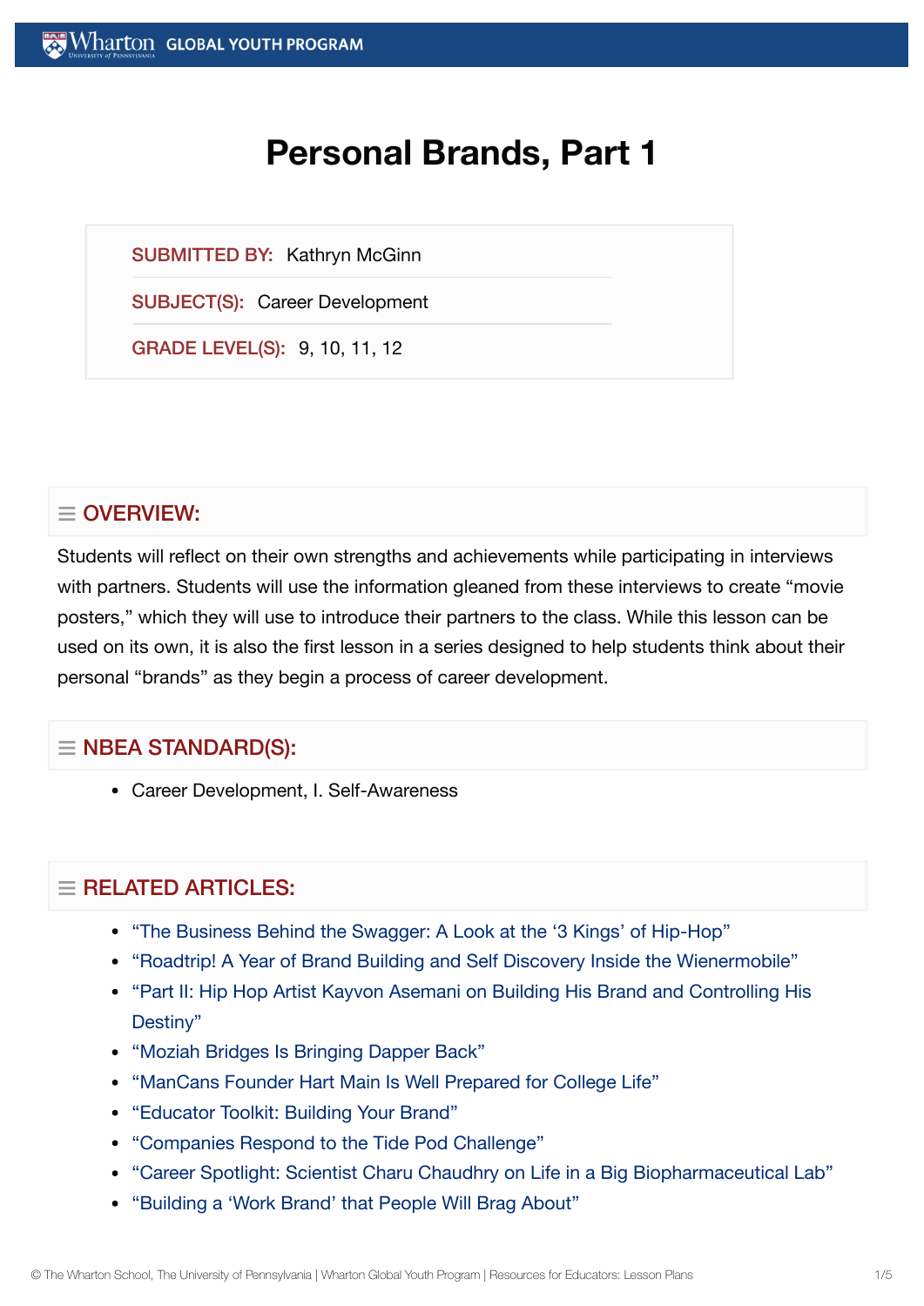# Personal Brands, Part 1

**SUBMITTED BY:** Kathryn McGinn

**SUBJECT(S):** Career Development

**GRADE LEVEL(S):** 9, 10, 11, 12

## OVERVIEW:

Students will reflect on their own strengths and achievements while participating in interviews with partners. Students will use the information gleaned from these interviews to create "movie posters," which they will use to introduce their partners to the class. While this lesson can be used on its own, it is also the first lesson in a series designed to help students think about their personal "brands" as they begin a process of career development.

## NBEA STANDARD(S):

- Career Development, I. Self-Awareness

## RELATED ARTICLES:

- "The Business Behind the Swagger: A Look at the '3 Kings' of Hip-Hop"
- "Roadtrip! A Year of Brand Building and Self Discovery Inside the Wienermobile"
- "Part II: Hip Hop Artist Kayvon Asemani on Building His Brand and Controlling His Destiny"
- "Moziah Bridges Is Bringing Dapper Back"
- "ManCans Founder Hart Main Is Well Prepared for College Life"
- "Educator Toolkit: Building Your Brand"
- "Companies Respond to the Tide Pod Challenge"
- "Career Spotlight: Scientist Charu Chaudhry on Life in a Big Biopharmaceutical Lab"
- "Building a 'Work Brand' that People Will Brag About"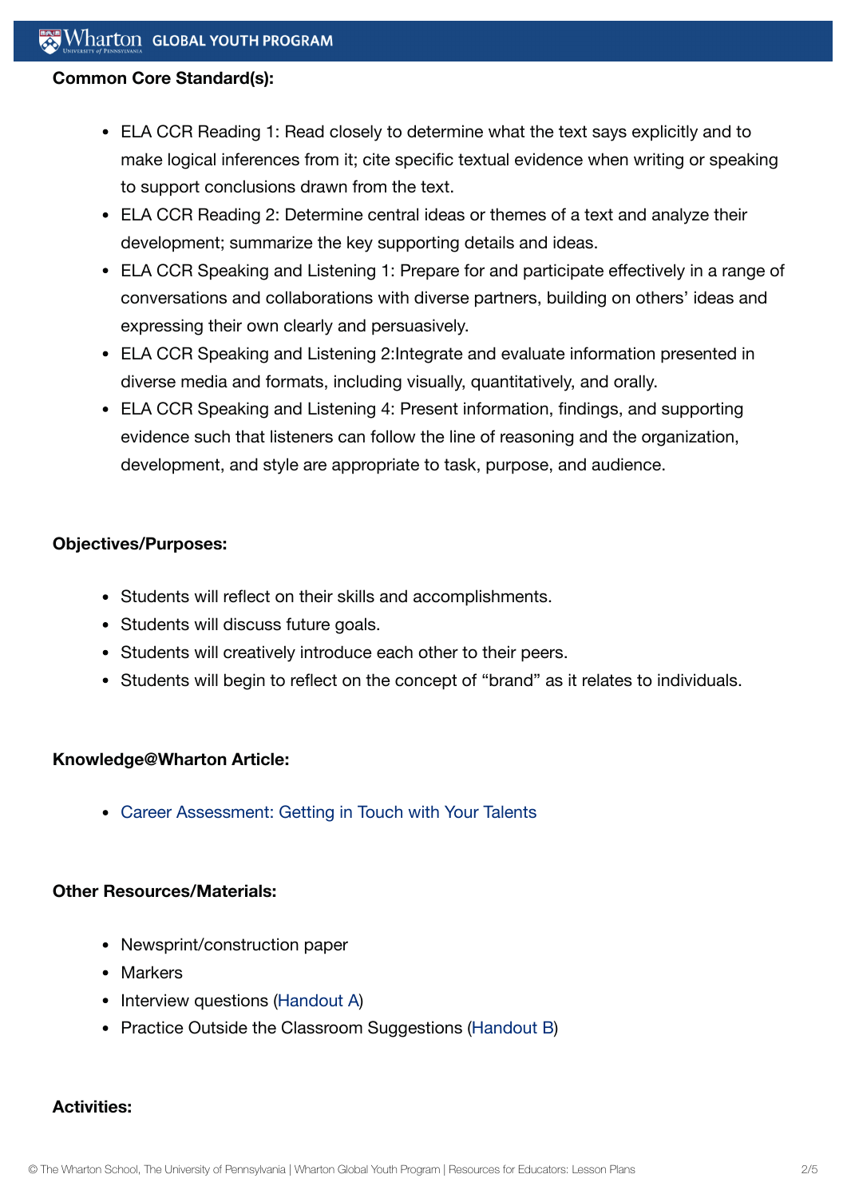**Common Core Standard(s):**

- ELA CCR Reading 1: Read closely to determine what the text says explicitly and to make logical inferences from it; cite specific textual evidence when writing or speaking to support conclusions drawn from the text.
- ELA CCR Reading 2: Determine central ideas or themes of a text and analyze their development; summarize the key supporting details and ideas.
- ELA CCR Speaking and Listening 1: Prepare for and participate effectively in a range of conversations and collaborations with diverse partners, building on others' ideas and expressing their own clearly and persuasively.
- ELA CCR Speaking and Listening 2:Integrate and evaluate information presented in diverse media and formats, including visually, quantitatively, and orally.
- ELA CCR Speaking and Listening 4: Present information, findings, and supporting evidence such that listeners can follow the line of reasoning and the organization, development, and style are appropriate to task, purpose, and audience.

**Objectives/Purposes:**

- Students will reflect on their skills and accomplishments.
- Students will discuss future goals.
- Students will creatively introduce each other to their peers.
- Students will begin to reflect on the concept of "brand" as it relates to individuals.

**Knowledge@Wharton Article:**

- Career Assessment: Getting in Touch with Your Talents

**Other Resources/Materials:**

- Newsprint/construction paper
- Markers
- Interview questions (Handout A)
- Practice Outside the Classroom Suggestions (Handout B)

**Activities:**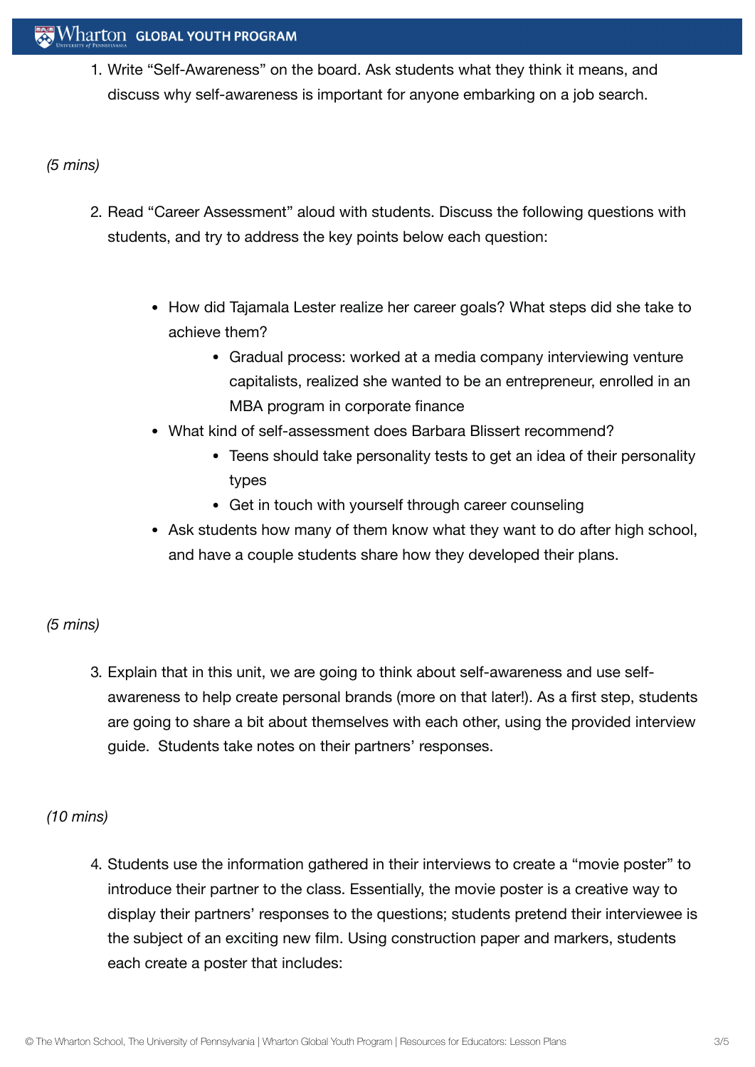1. Write "Self-Awareness" on the board. Ask students what they think it means, and discuss why self-awareness is important for anyone embarking on a job search.

*(5 mins)*

2. Read "Career Assessment" aloud with students. Discuss the following questions with students, and try to address the key points below each question:

    - How did Tajamala Lester realize her career goals? What steps did she take to achieve them?
        - Gradual process: worked at a media company interviewing venture capitalists, realized she wanted to be an entrepreneur, enrolled in an MBA program in corporate finance
    - What kind of self-assessment does Barbara Blissert recommend?
        - Teens should take personality tests to get an idea of their personality types
        - Get in touch with yourself through career counseling
    - Ask students how many of them know what they want to do after high school, and have a couple students share how they developed their plans.

*(5 mins)*

3. Explain that in this unit, we are going to think about self-awareness and use self-awareness to help create personal brands (more on that later!). As a first step, students are going to share a bit about themselves with each other, using the provided interview guide. Students take notes on their partners' responses.

*(10 mins)*

4. Students use the information gathered in their interviews to create a "movie poster" to introduce their partner to the class. Essentially, the movie poster is a creative way to display their partners' responses to the questions; students pretend their interviewee is the subject of an exciting new film. Using construction paper and markers, students each create a poster that includes: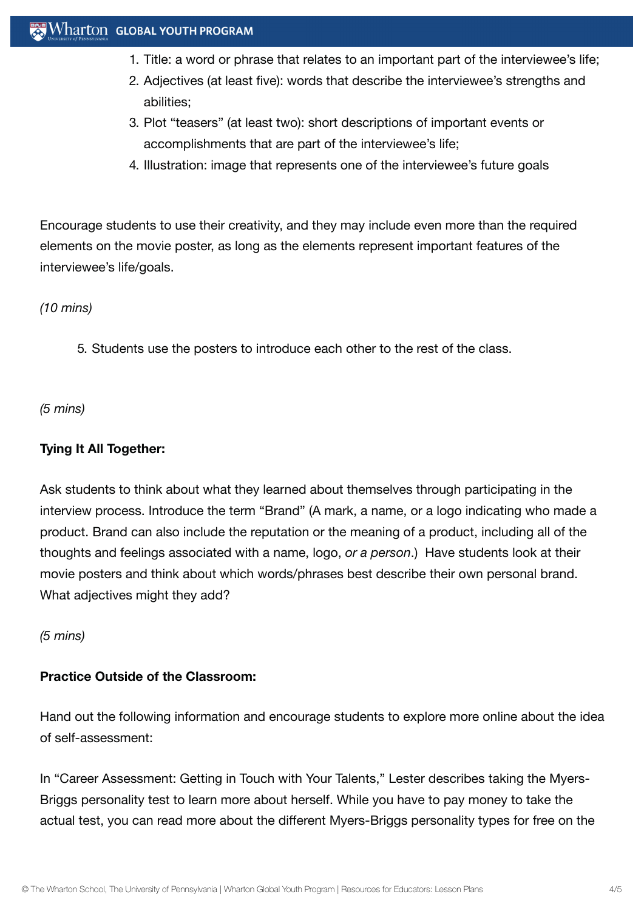1. Title: a word or phrase that relates to an important part of the interviewee's life;
2. Adjectives (at least five): words that describe the interviewee's strengths and abilities;
3. Plot "teasers" (at least two): short descriptions of important events or accomplishments that are part of the interviewee's life;
4. Illustration: image that represents one of the interviewee's future goals

Encourage students to use their creativity, and they may include even more than the required elements on the movie poster, as long as the elements represent important features of the interviewee's life/goals.

*(10 mins)*

5. Students use the posters to introduce each other to the rest of the class.

*(5 mins)*

**Tying It All Together:**

Ask students to think about what they learned about themselves through participating in the interview process. Introduce the term "Brand" (A mark, a name, or a logo indicating who made a product. Brand can also include the reputation or the meaning of a product, including all of the thoughts and feelings associated with a name, logo, *or a person*.) Have students look at their movie posters and think about which words/phrases best describe their own personal brand. What adjectives might they add?

*(5 mins)*

**Practice Outside of the Classroom:**

Hand out the following information and encourage students to explore more online about the idea of self-assessment:

In "Career Assessment: Getting in Touch with Your Talents," Lester describes taking the Myers-Briggs personality test to learn more about herself. While you have to pay money to take the actual test, you can read more about the different Myers-Briggs personality types for free on the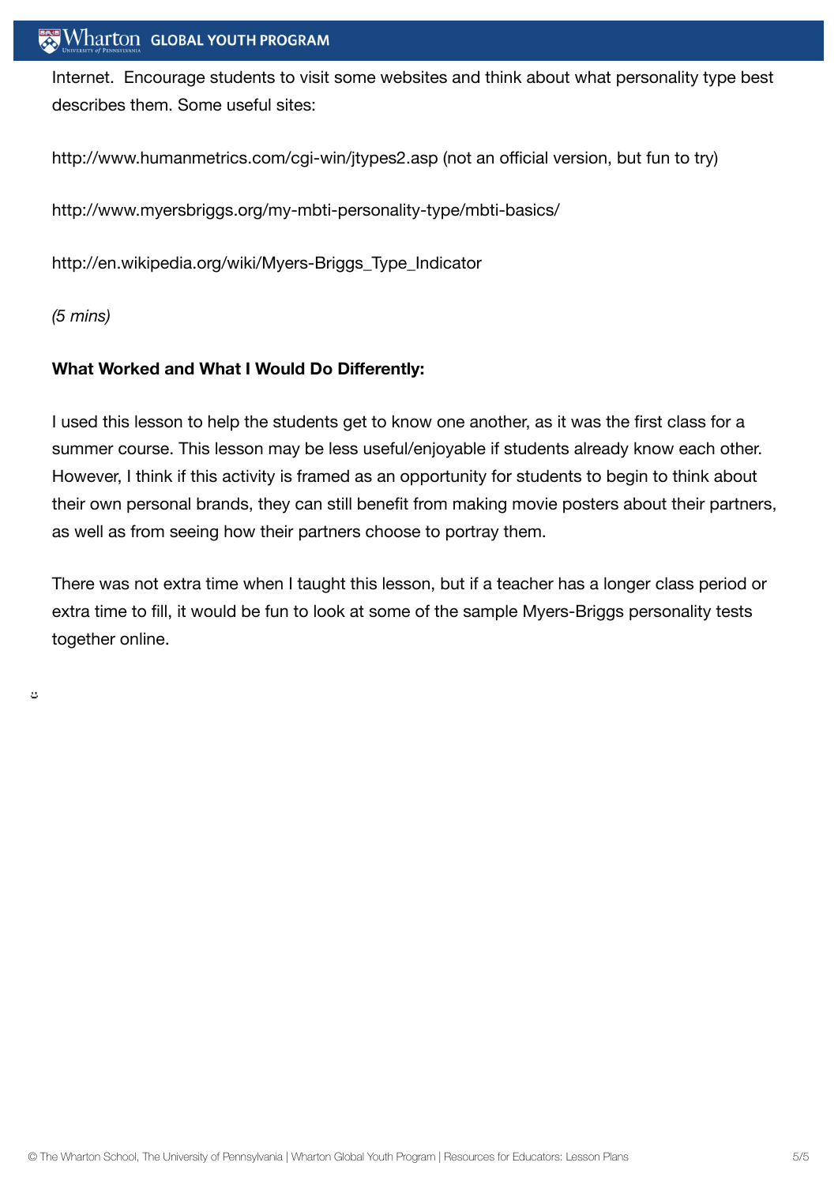Internet. Encourage students to visit some websites and think about what personality type best describes them. Some useful sites:

http://www.humanmetrics.com/cgi-win/jtypes2.asp (not an official version, but fun to try)

http://www.myersbriggs.org/my-mbti-personality-type/mbti-basics/

http://en.wikipedia.org/wiki/Myers-Briggs_Type_Indicator

*(5 mins)*

**What Worked and What I Would Do Differently:**

I used this lesson to help the students get to know one another, as it was the first class for a summer course. This lesson may be less useful/enjoyable if students already know each other. However, I think if this activity is framed as an opportunity for students to begin to think about their own personal brands, they can still benefit from making movie posters about their partners, as well as from seeing how their partners choose to portray them.

There was not extra time when I taught this lesson, but if a teacher has a longer class period or extra time to fill, it would be fun to look at some of the sample Myers-Briggs personality tests together online.